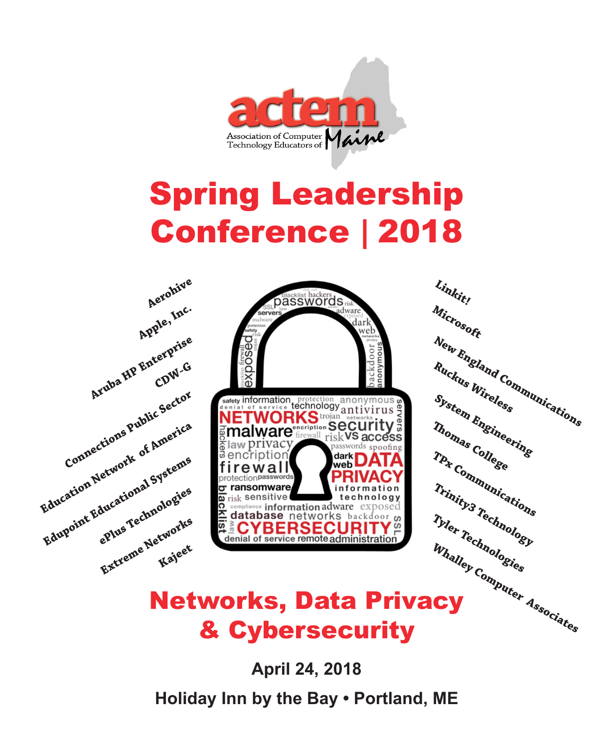actem

Association of Computer Technology Educators of Maine

# Spring Leadership Conference | 2018

Aerohive
Apple, Inc.
Aruba HP Enterprise
CDW-G
Connections Public Sector
Education Network of America
Edupoint Educational Systems
ePlus Technologies
Extreme Networks
Kajeet

Linkit!
Microsoft
New England Communications
Ruckus Wireless
System Engineering
Thomas College
TPx Communications
Trinity3 Technology
Tyler Technologies
Whalley Computer Associates

## Networks, Data Privacy & Cybersecurity

**April 24, 2018**

**Holiday Inn by the Bay • Portland, ME**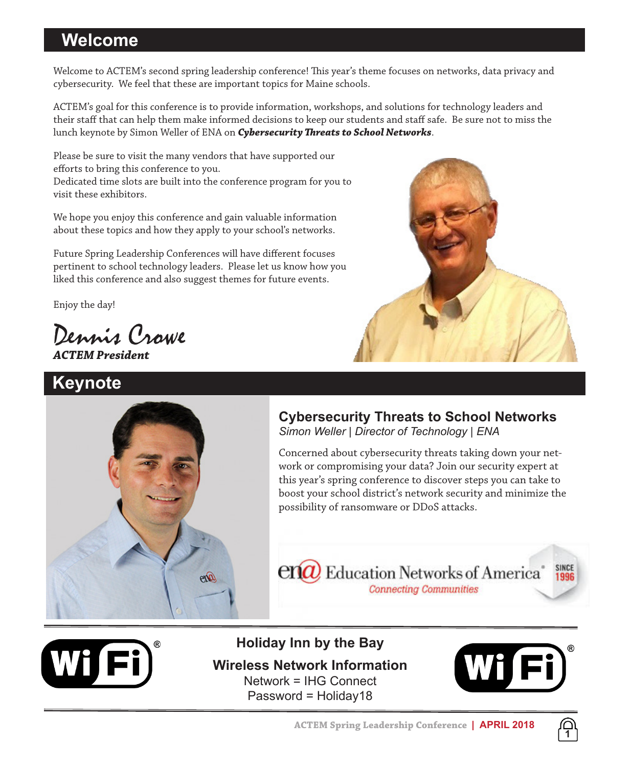## Welcome

Welcome to ACTEM's second spring leadership conference! This year's theme focuses on networks, data privacy and cybersecurity. We feel that these are important topics for Maine schools.

ACTEM's goal for this conference is to provide information, workshops, and solutions for technology leaders and their staff that can help them make informed decisions to keep our students and staff safe. Be sure not to miss the lunch keynote by Simon Weller of ENA on ***Cybersecurity Threats to School Networks***.

Please be sure to visit the many vendors that have supported our efforts to bring this conference to you.
Dedicated time slots are built into the conference program for you to visit these exhibitors.

We hope you enjoy this conference and gain valuable information about these topics and how they apply to your school's networks.

Future Spring Leadership Conferences will have different focuses pertinent to school technology leaders. Please let us know how you liked this conference and also suggest themes for future events.

Enjoy the day!

Dennis Crowe
***ACTEM President***

## Keynote

### Cybersecurity Threats to School Networks

*Simon Weller | Director of Technology | ENA*

Concerned about cybersecurity threats taking down your network or compromising your data? Join our security expert at this year's spring conference to discover steps you can take to boost your school district's network security and minimize the possibility of ransomware or DDoS attacks.

ena Education Networks of America® — Connecting Communities — SINCE 1996

**Holiday Inn by the Bay**

**Wireless Network Information**

Network = IHG Connect
Password = Holiday18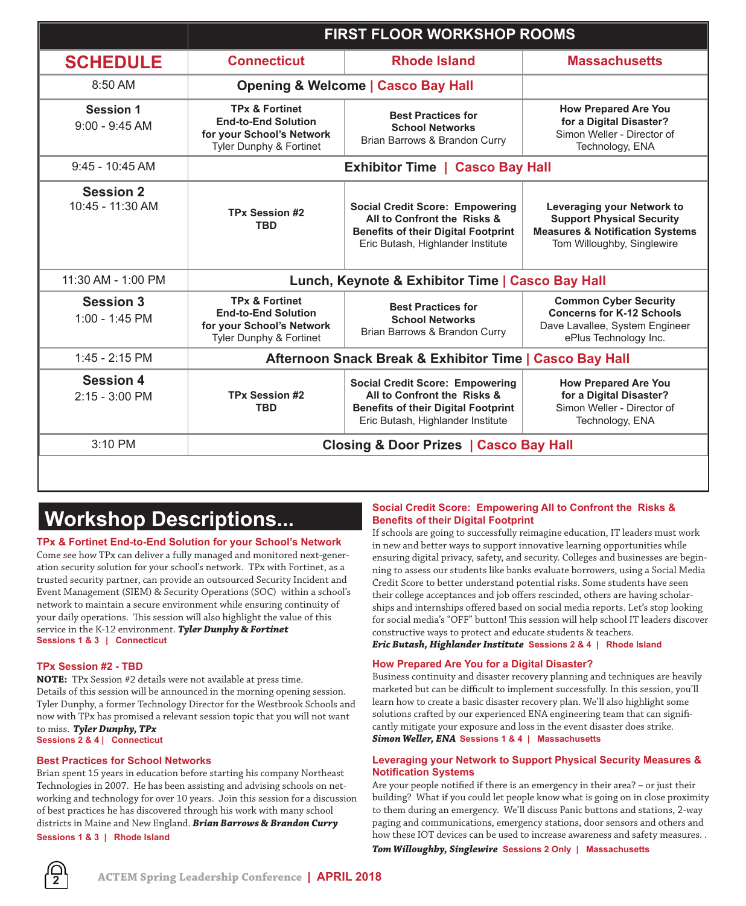| SCHEDULE | Connecticut | Rhode Island | Massachusetts |
|---|---|---|---|
| | **FIRST FLOOR WORKSHOP ROOMS** | | |
| 8:50 AM | **Opening & Welcome \| Casco Bay Hall** | | |
| **Session 1** 9:00 - 9:45 AM | **TPx & Fortinet End-to-End Solution for your School's Network** Tyler Dunphy & Fortinet | **Best Practices for School Networks** Brian Barrows & Brandon Curry | **How Prepared Are You for a Digital Disaster?** Simon Weller - Director of Technology, ENA |
| 9:45 - 10:45 AM | **Exhibitor Time \| Casco Bay Hall** | | |
| **Session 2** 10:45 - 11:30 AM | **TPx Session #2 TBD** | **Social Credit Score: Empowering All to Confront the Risks & Benefits of their Digital Footprint** Eric Butash, Highlander Institute | **Leveraging your Network to Support Physical Security Measures & Notification Systems** Tom Willoughby, Singlewire |
| 11:30 AM - 1:00 PM | **Lunch, Keynote & Exhibitor Time \| Casco Bay Hall** | | |
| **Session 3** 1:00 - 1:45 PM | **TPx & Fortinet End-to-End Solution for your School's Network** Tyler Dunphy & Fortinet | **Best Practices for School Networks** Brian Barrows & Brandon Curry | **Common Cyber Security Concerns for K-12 Schools** Dave Lavallee, System Engineer ePlus Technology Inc. |
| 1:45 - 2:15 PM | **Afternoon Snack Break & Exhibitor Time \| Casco Bay Hall** | | |
| **Session 4** 2:15 - 3:00 PM | **TPx Session #2 TBD** | **Social Credit Score: Empowering All to Confront the Risks & Benefits of their Digital Footprint** Eric Butash, Highlander Institute | **How Prepared Are You for a Digital Disaster?** Simon Weller - Director of Technology, ENA |
| 3:10 PM | **Closing & Door Prizes \| Casco Bay Hall** | | |

# Workshop Descriptions...

### TPx & Fortinet End-to-End Solution for your School's Network

Come see how TPx can deliver a fully managed and monitored next-generation security solution for your school's network. TPx with Fortinet, as a trusted security partner, can provide an outsourced Security Incident and Event Management (SIEM) & Security Operations (SOC) within a school's network to maintain a secure environment while ensuring continuity of your daily operations. This session will also highlight the value of this service in the K-12 environment. ***Tyler Dunphy & Fortinet***
**Sessions 1 & 3 | Connecticut**

### TPx Session #2 - TBD

**NOTE:** TPx Session #2 details were not available at press time. Details of this session will be announced in the morning opening session. Tyler Dunphy, a former Technology Director for the Westbrook Schools and now with TPx has promised a relevant session topic that you will not want to miss. ***Tyler Dunphy, TPx***
**Sessions 2 & 4 | Connecticut**

### Best Practices for School Networks

Brian spent 15 years in education before starting his company Northeast Technologies in 2007. He has been assisting and advising schools on networking and technology for over 10 years. Join this session for a discussion of best practices he has discovered through his work with many school districts in Maine and New England. ***Brian Barrows & Brandon Curry***
**Sessions 1 & 3 | Rhode Island**

### Social Credit Score: Empowering All to Confront the Risks & Benefits of their Digital Footprint

If schools are going to successfully reimagine education, IT leaders must work in new and better ways to support innovative learning opportunities while ensuring digital privacy, safety, and security. Colleges and businesses are beginning to assess our students like banks evaluate borrowers, using a Social Media Credit Score to better understand potential risks. Some students have seen their college acceptances and job offers rescinded, others are having scholarships and internships offered based on social media reports. Let's stop looking for social media's "OFF" button! This session will help school IT leaders discover constructive ways to protect and educate students & teachers.
***Eric Butash, Highlander Institute*** **Sessions 2 & 4 | Rhode Island**

### How Prepared Are You for a Digital Disaster?

Business continuity and disaster recovery planning and techniques are heavily marketed but can be difficult to implement successfully. In this session, you'll learn how to create a basic disaster recovery plan. We'll also highlight some solutions crafted by our experienced ENA engineering team that can significantly mitigate your exposure and loss in the event disaster does strike.
***Simon Weller, ENA*** **Sessions 1 & 4 | Massachusetts**

### Leveraging your Network to Support Physical Security Measures & Notification Systems

Are your people notified if there is an emergency in their area? – or just their building? What if you could let people know what is going on in close proximity to them during an emergency. We'll discuss Panic buttons and stations, 2-way paging and communications, emergency stations, door sensors and others and how these IOT devices can be used to increase awareness and safety measures. .
***Tom Willoughby, Singlewire*** **Sessions 2 Only | Massachusetts**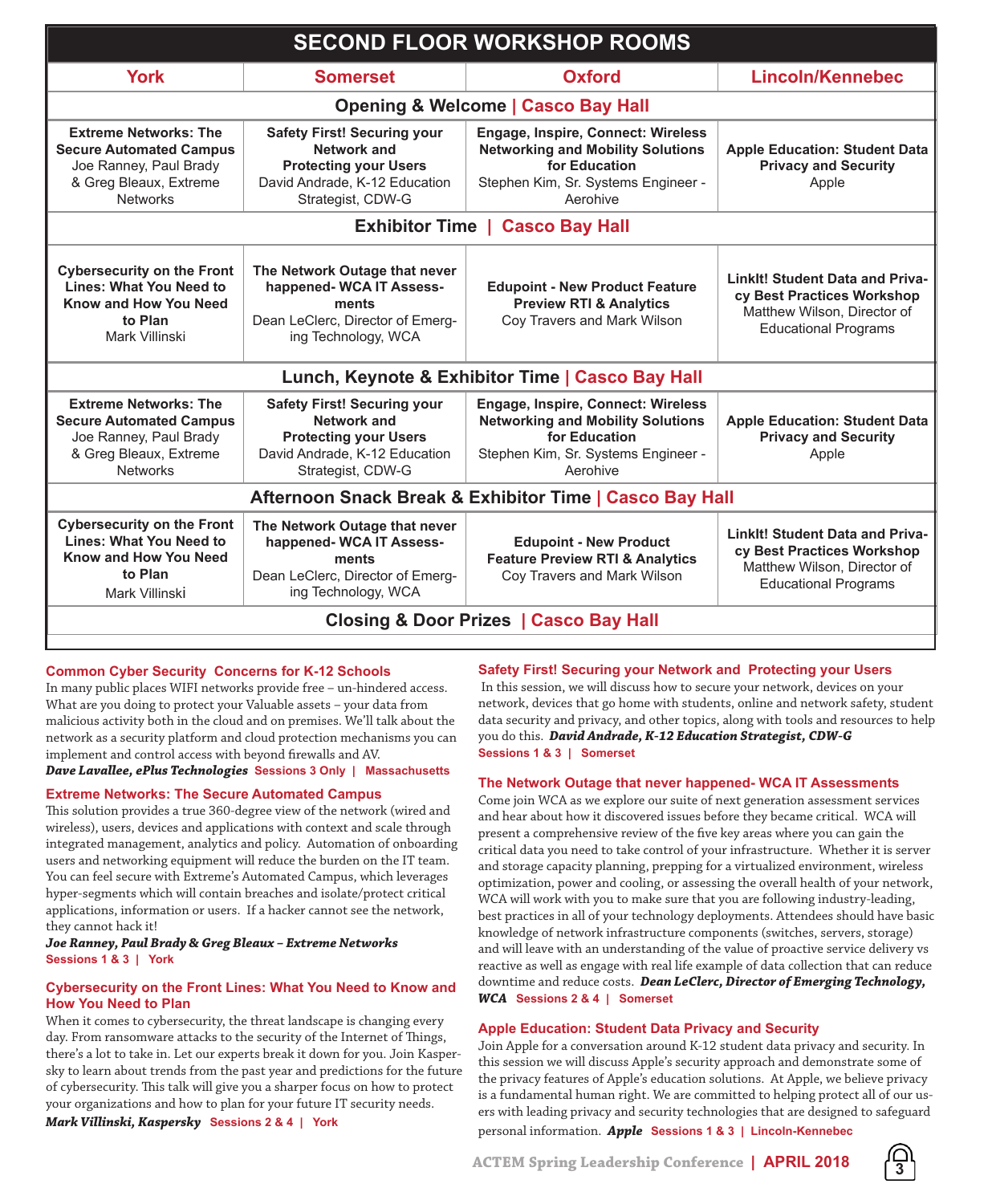# SECOND FLOOR WORKSHOP ROOMS

| York | Somerset | Oxford | Lincoln/Kennebec |
|---|---|---|---|
| **Opening & Welcome \| Casco Bay Hall** | | | |
| **Extreme Networks: The Secure Automated Campus** Joe Ranney, Paul Brady & Greg Bleaux, Extreme Networks | **Safety First! Securing your Network and Protecting your Users** David Andrade, K-12 Education Strategist, CDW-G | **Engage, Inspire, Connect: Wireless Networking and Mobility Solutions for Education** Stephen Kim, Sr. Systems Engineer - Aerohive | **Apple Education: Student Data Privacy and Security** Apple |
| **Exhibitor Time \| Casco Bay Hall** | | | |
| **Cybersecurity on the Front Lines: What You Need to Know and How You Need to Plan** Mark Villinski | **The Network Outage that never happened- WCA IT Assessments** Dean LeClerc, Director of Emerging Technology, WCA | **Edupoint - New Product Feature Preview RTI & Analytics** Coy Travers and Mark Wilson | **LinkIt! Student Data and Privacy Best Practices Workshop** Matthew Wilson, Director of Educational Programs |
| **Lunch, Keynote & Exhibitor Time \| Casco Bay Hall** | | | |
| **Extreme Networks: The Secure Automated Campus** Joe Ranney, Paul Brady & Greg Bleaux, Extreme Networks | **Safety First! Securing your Network and Protecting your Users** David Andrade, K-12 Education Strategist, CDW-G | **Engage, Inspire, Connect: Wireless Networking and Mobility Solutions for Education** Stephen Kim, Sr. Systems Engineer - Aerohive | **Apple Education: Student Data Privacy and Security** Apple |
| **Afternoon Snack Break & Exhibitor Time \| Casco Bay Hall** | | | |
| **Cybersecurity on the Front Lines: What You Need to Know and How You Need to Plan** Mark Villinski | **The Network Outage that never happened- WCA IT Assessments** Dean LeClerc, Director of Emerging Technology, WCA | **Edupoint - New Product Feature Preview RTI & Analytics** Coy Travers and Mark Wilson | **LinkIt! Student Data and Privacy Best Practices Workshop** Matthew Wilson, Director of Educational Programs |
| **Closing & Door Prizes \| Casco Bay Hall** | | | |

### Common Cyber Security Concerns for K-12 Schools

In many public places WIFI networks provide free – un-hindered access. What are you doing to protect your Valuable assets – your data from malicious activity both in the cloud and on premises. We'll talk about the network as a security platform and cloud protection mechanisms you can implement and control access with beyond firewalls and AV.
***Dave Lavallee, ePlus Technologies*** **Sessions 3 Only | Massachusetts**

### Extreme Networks: The Secure Automated Campus

This solution provides a true 360-degree view of the network (wired and wireless), users, devices and applications with context and scale through integrated management, analytics and policy. Automation of onboarding users and networking equipment will reduce the burden on the IT team. You can feel secure with Extreme's Automated Campus, which leverages hyper-segments which will contain breaches and isolate/protect critical applications, information or users. If a hacker cannot see the network, they cannot hack it!
***Joe Ranney, Paul Brady & Greg Bleaux – Extreme Networks***
**Sessions 1 & 3 | York**

### Cybersecurity on the Front Lines: What You Need to Know and How You Need to Plan

When it comes to cybersecurity, the threat landscape is changing every day. From ransomware attacks to the security of the Internet of Things, there's a lot to take in. Let our experts break it down for you. Join Kaspersky to learn about trends from the past year and predictions for the future of cybersecurity. This talk will give you a sharper focus on how to protect your organizations and how to plan for your future IT security needs.
***Mark Villinski, Kaspersky*** **Sessions 2 & 4 | York**

### Safety First! Securing your Network and Protecting your Users

In this session, we will discuss how to secure your network, devices on your network, devices that go home with students, online and network safety, student data security and privacy, and other topics, along with tools and resources to help you do this. ***David Andrade, K-12 Education Strategist, CDW-G***
**Sessions 1 & 3 | Somerset**

### The Network Outage that never happened- WCA IT Assessments

Come join WCA as we explore our suite of next generation assessment services and hear about how it discovered issues before they became critical. WCA will present a comprehensive review of the five key areas where you can gain the critical data you need to take control of your infrastructure. Whether it is server and storage capacity planning, prepping for a virtualized environment, wireless optimization, power and cooling, or assessing the overall health of your network, WCA will work with you to make sure that you are following industry-leading, best practices in all of your technology deployments. Attendees should have basic knowledge of network infrastructure components (switches, servers, storage) and will leave with an understanding of the value of proactive service delivery vs reactive as well as engage with real life example of data collection that can reduce downtime and reduce costs. ***Dean LeClerc, Director of Emerging Technology, WCA*** **Sessions 2 & 4 | Somerset**

### Apple Education: Student Data Privacy and Security

Join Apple for a conversation around K-12 student data privacy and security. In this session we will discuss Apple's security approach and demonstrate some of the privacy features of Apple's education solutions. At Apple, we believe privacy is a fundamental human right. We are committed to helping protect all of our users with leading privacy and security technologies that are designed to safeguard personal information. ***Apple*** **Sessions 1 & 3 | Lincoln-Kennebec**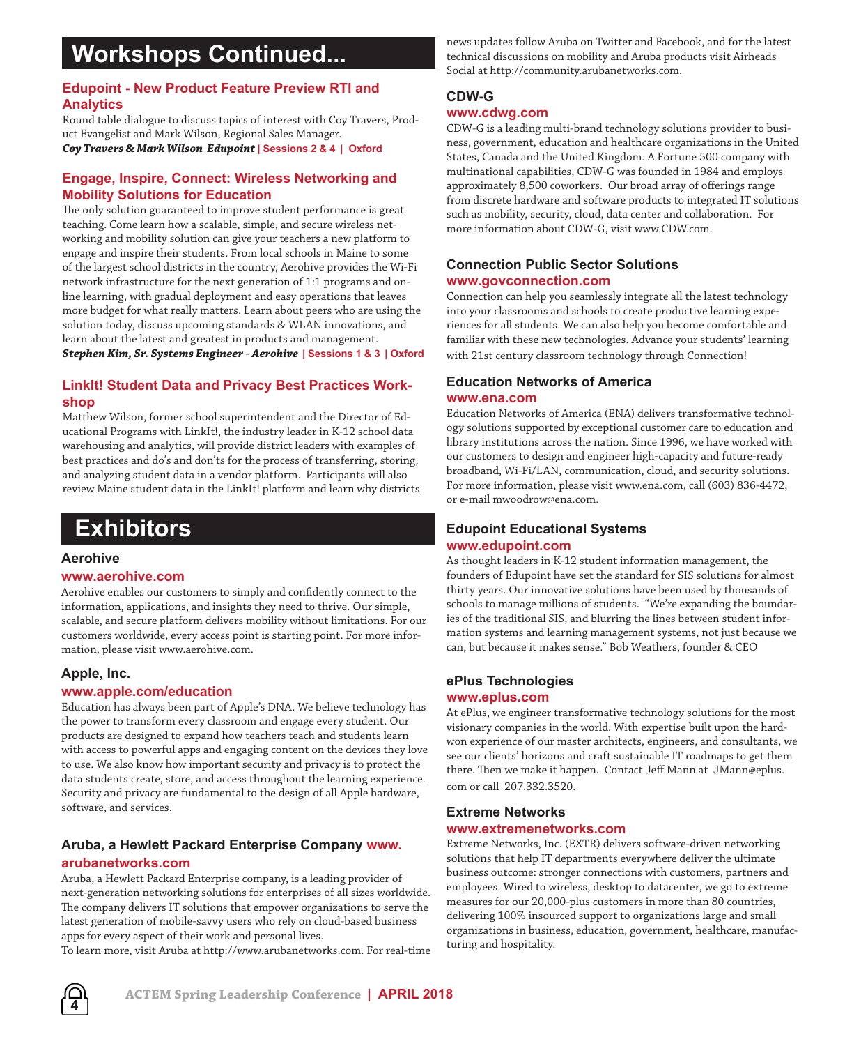# Workshops Continued...

### Edupoint - New Product Feature Preview RTI and Analytics

Round table dialogue to discuss topics of interest with Coy Travers, Product Evangelist and Mark Wilson, Regional Sales Manager.
***Coy Travers & Mark Wilson Edupoint*** **| Sessions 2 & 4 | Oxford**

### Engage, Inspire, Connect: Wireless Networking and Mobility Solutions for Education

The only solution guaranteed to improve student performance is great teaching. Come learn how a scalable, simple, and secure wireless networking and mobility solution can give your teachers a new platform to engage and inspire their students. From local schools in Maine to some of the largest school districts in the country, Aerohive provides the Wi-Fi network infrastructure for the next generation of 1:1 programs and online learning, with gradual deployment and easy operations that leaves more budget for what really matters. Learn about peers who are using the solution today, discuss upcoming standards & WLAN innovations, and learn about the latest and greatest in products and management.
***Stephen Kim, Sr. Systems Engineer - Aerohive*** **| Sessions 1 & 3 | Oxford**

### LinkIt! Student Data and Privacy Best Practices Workshop

Matthew Wilson, former school superintendent and the Director of Educational Programs with LinkIt!, the industry leader in K-12 school data warehousing and analytics, will provide district leaders with examples of best practices and do's and don'ts for the process of transferring, storing, and analyzing student data in a vendor platform. Participants will also review Maine student data in the LinkIt! platform and learn why districts

# Exhibitors

### Aerohive

**www.aerohive.com**

Aerohive enables our customers to simply and confidently connect to the information, applications, and insights they need to thrive. Our simple, scalable, and secure platform delivers mobility without limitations. For our customers worldwide, every access point is starting point. For more information, please visit www.aerohive.com.

### Apple, Inc.

**www.apple.com/education**

Education has always been part of Apple's DNA. We believe technology has the power to transform every classroom and engage every student. Our products are designed to expand how teachers teach and students learn with access to powerful apps and engaging content on the devices they love to use. We also know how important security and privacy is to protect the data students create, store, and access throughout the learning experience. Security and privacy are fundamental to the design of all Apple hardware, software, and services.

### Aruba, a Hewlett Packard Enterprise Company www.arubanetworks.com

Aruba, a Hewlett Packard Enterprise company, is a leading provider of next-generation networking solutions for enterprises of all sizes worldwide. The company delivers IT solutions that empower organizations to serve the latest generation of mobile-savvy users who rely on cloud-based business apps for every aspect of their work and personal lives.

To learn more, visit Aruba at http://www.arubanetworks.com. For real-time news updates follow Aruba on Twitter and Facebook, and for the latest technical discussions on mobility and Aruba products visit Airheads Social at http://community.arubanetworks.com.

### CDW-G

**www.cdwg.com**

CDW-G is a leading multi-brand technology solutions provider to business, government, education and healthcare organizations in the United States, Canada and the United Kingdom. A Fortune 500 company with multinational capabilities, CDW-G was founded in 1984 and employs approximately 8,500 coworkers. Our broad array of offerings range from discrete hardware and software products to integrated IT solutions such as mobility, security, cloud, data center and collaboration. For more information about CDW-G, visit www.CDW.com.

### Connection Public Sector Solutions

**www.govconnection.com**

Connection can help you seamlessly integrate all the latest technology into your classrooms and schools to create productive learning experiences for all students. We can also help you become comfortable and familiar with these new technologies. Advance your students' learning with 21st century classroom technology through Connection!

### Education Networks of America

**www.ena.com**

Education Networks of America (ENA) delivers transformative technology solutions supported by exceptional customer care to education and library institutions across the nation. Since 1996, we have worked with our customers to design and engineer high-capacity and future-ready broadband, Wi-Fi/LAN, communication, cloud, and security solutions. For more information, please visit www.ena.com, call (603) 836-4472, or e-mail mwoodrow@ena.com.

### Edupoint Educational Systems

**www.edupoint.com**

As thought leaders in K-12 student information management, the founders of Edupoint have set the standard for SIS solutions for almost thirty years. Our innovative solutions have been used by thousands of schools to manage millions of students. "We're expanding the boundaries of the traditional SIS, and blurring the lines between student information systems and learning management systems, not just because we can, but because it makes sense." Bob Weathers, founder & CEO

### ePlus Technologies

**www.eplus.com**

At ePlus, we engineer transformative technology solutions for the most visionary companies in the world. With expertise built upon the hard-won experience of our master architects, engineers, and consultants, we see our clients' horizons and craft sustainable IT roadmaps to get them there. Then we make it happen. Contact Jeff Mann at JMann@eplus.com or call 207.332.3520.

### Extreme Networks

**www.extremenetworks.com**

Extreme Networks, Inc. (EXTR) delivers software-driven networking solutions that help IT departments everywhere deliver the ultimate business outcome: stronger connections with customers, partners and employees. Wired to wireless, desktop to datacenter, we go to extreme measures for our 20,000-plus customers in more than 80 countries, delivering 100% insourced support to organizations large and small organizations in business, education, government, healthcare, manufacturing and hospitality.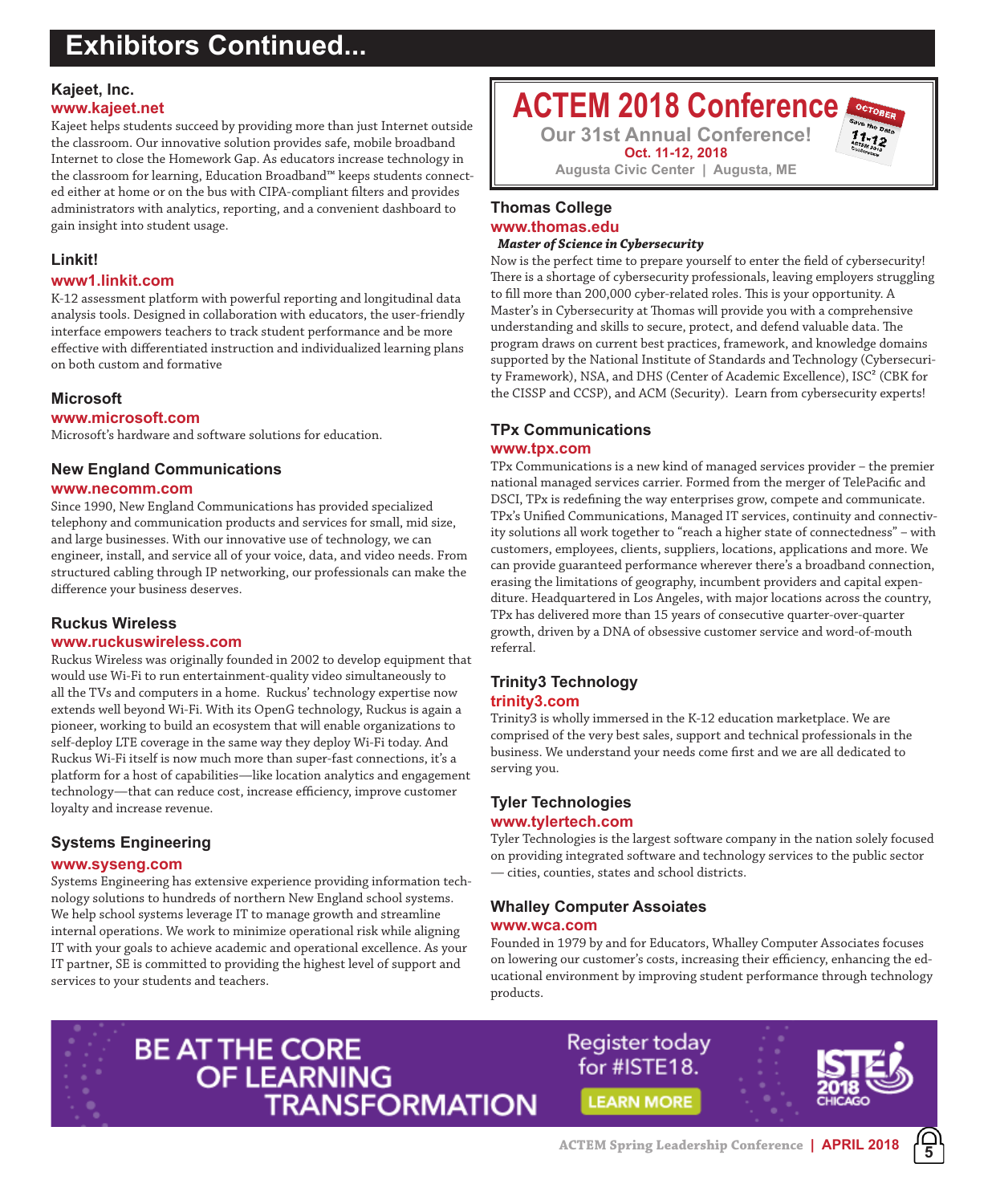# Exhibitors Continued...

### Kajeet, Inc.

**www.kajeet.net**

Kajeet helps students succeed by providing more than just Internet outside the classroom. Our innovative solution provides safe, mobile broadband Internet to close the Homework Gap. As educators increase technology in the classroom for learning, Education Broadband™ keeps students connected either at home or on the bus with CIPA-compliant filters and provides administrators with analytics, reporting, and a convenient dashboard to gain insight into student usage.

### Linkit!

**www1.linkit.com**

K-12 assessment platform with powerful reporting and longitudinal data analysis tools. Designed in collaboration with educators, the user-friendly interface empowers teachers to track student performance and be more effective with differentiated instruction and individualized learning plans on both custom and formative

### Microsoft

**www.microsoft.com**

Microsoft's hardware and software solutions for education.

### New England Communications

**www.necomm.com**

Since 1990, New England Communications has provided specialized telephony and communication products and services for small, mid size, and large businesses. With our innovative use of technology, we can engineer, install, and service all of your voice, data, and video needs. From structured cabling through IP networking, our professionals can make the difference your business deserves.

### Ruckus Wireless

**www.ruckuswireless.com**

Ruckus Wireless was originally founded in 2002 to develop equipment that would use Wi-Fi to run entertainment-quality video simultaneously to all the TVs and computers in a home. Ruckus' technology expertise now extends well beyond Wi-Fi. With its OpenG technology, Ruckus is again a pioneer, working to build an ecosystem that will enable organizations to self-deploy LTE coverage in the same way they deploy Wi-Fi today. And Ruckus Wi-Fi itself is now much more than super-fast connections, it's a platform for a host of capabilities—like location analytics and engagement technology—that can reduce cost, increase efficiency, improve customer loyalty and increase revenue.

### Systems Engineering

**www.syseng.com**

Systems Engineering has extensive experience providing information technology solutions to hundreds of northern New England school systems. We help school systems leverage IT to manage growth and streamline internal operations. We work to minimize operational risk while aligning IT with your goals to achieve academic and operational excellence. As your IT partner, SE is committed to providing the highest level of support and services to your students and teachers.

## ACTEM 2018 Conference

**Our 31st Annual Conference!**

**Oct. 11-12, 2018**

Augusta Civic Center | Augusta, ME

### Thomas College

**www.thomas.edu**

***Master of Science in Cybersecurity***

Now is the perfect time to prepare yourself to enter the field of cybersecurity! There is a shortage of cybersecurity professionals, leaving employers struggling to fill more than 200,000 cyber-related roles. This is your opportunity. A Master's in Cybersecurity at Thomas will provide you with a comprehensive understanding and skills to secure, protect, and defend valuable data. The program draws on current best practices, framework, and knowledge domains supported by the National Institute of Standards and Technology (Cybersecurity Framework), NSA, and DHS (Center of Academic Excellence), ISC² (CBK for the CISSP and CCSP), and ACM (Security). Learn from cybersecurity experts!

### TPx Communications

**www.tpx.com**

TPx Communications is a new kind of managed services provider – the premier national managed services carrier. Formed from the merger of TelePacific and DSCI, TPx is redefining the way enterprises grow, compete and communicate. TPx's Unified Communications, Managed IT services, continuity and connectivity solutions all work together to "reach a higher state of connectedness" – with customers, employees, clients, suppliers, locations, applications and more. We can provide guaranteed performance wherever there's a broadband connection, erasing the limitations of geography, incumbent providers and capital expenditure. Headquartered in Los Angeles, with major locations across the country, TPx has delivered more than 15 years of consecutive quarter-over-quarter growth, driven by a DNA of obsessive customer service and word-of-mouth referral.

### Trinity3 Technology

**trinity3.com**

Trinity3 is wholly immersed in the K-12 education marketplace. We are comprised of the very best sales, support and technical professionals in the business. We understand your needs come first and we are all dedicated to serving you.

### Tyler Technologies

**www.tylertech.com**

Tyler Technologies is the largest software company in the nation solely focused on providing integrated software and technology services to the public sector — cities, counties, states and school districts.

### Whalley Computer Assoiates

**www.wca.com**

Founded in 1979 by and for Educators, Whalley Computer Associates focuses on lowering our customer's costs, increasing their efficiency, enhancing the educational environment by improving student performance through technology products.

BE AT THE CORE OF LEARNING TRANSFORMATION

Register today for #ISTE18.

LEARN MORE

ISTE 2018 CHICAGO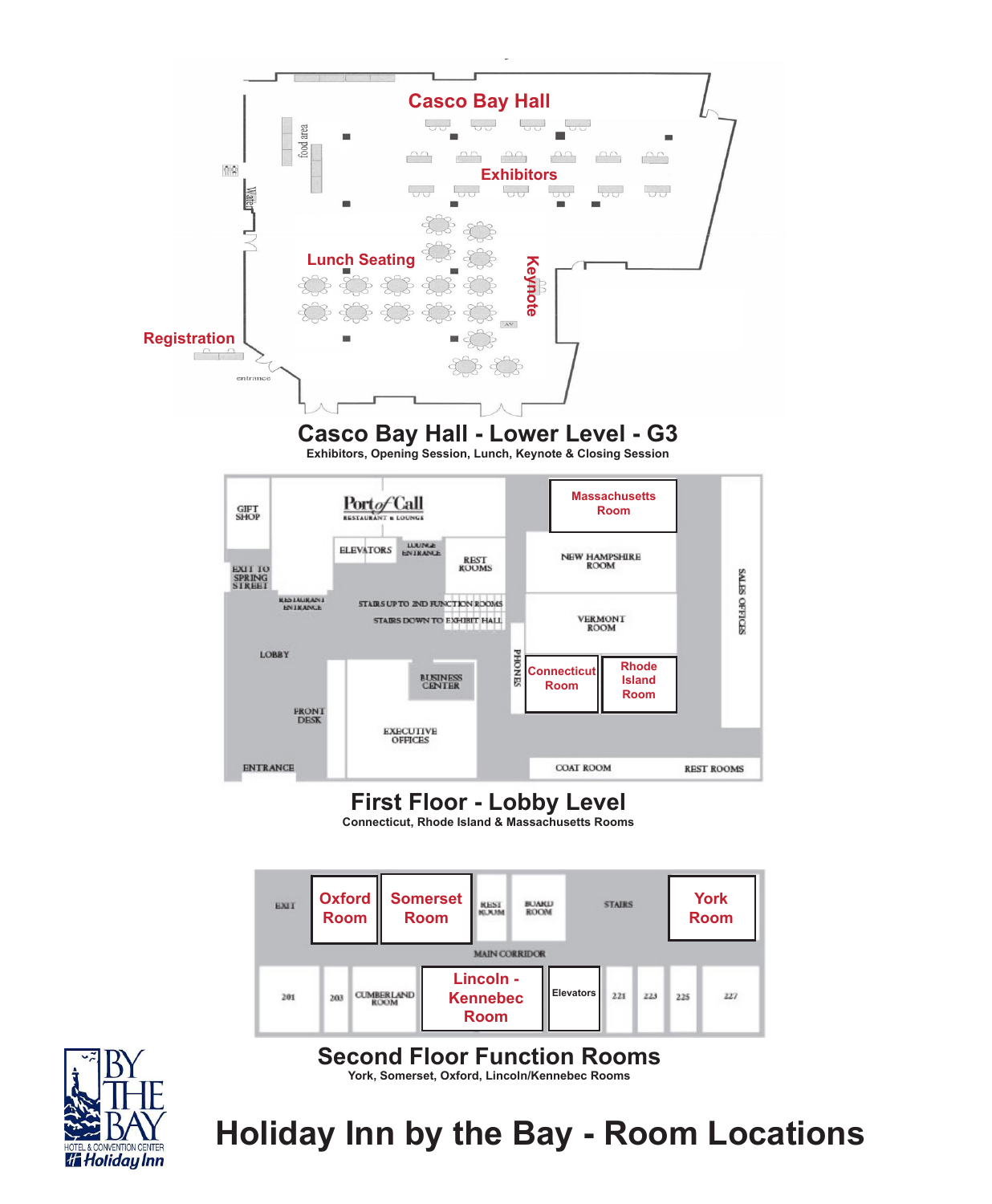Casco Bay Hall

Exhibitors

Lunch Seating

Keynote

Registration

food area

Water

entrance

## Casco Bay Hall - Lower Level - G3

Exhibitors, Opening Session, Lunch, Keynote & Closing Session

GIFT SHOP

Port of Call RESTAURANT & LOUNGE

Massachusetts Room

ELEVATORS

LOUNGE ENTRANCE

REST ROOMS

NEW HAMPSHIRE ROOM

EXIT TO SPRING STREET

RESTAURANT ENTRANCE

STAIRS UP TO 2ND FUNCTION ROOMS

STAIRS DOWN TO EXHIBIT HALL

VERMONT ROOM

SALES OFFICES

LOBBY

PHONES

BUSINESS CENTER

Connecticut Room

Rhode Island Room

FRONT DESK

EXECUTIVE OFFICES

ENTRANCE

COAT ROOM

REST ROOMS

## First Floor - Lobby Level

Connecticut, Rhode Island & Massachusetts Rooms

EXIT

Oxford Room

Somerset Room

REST ROOM

BOARD ROOM

STAIRS

York Room

MAIN CORRIDOR

201

203

CUMBERLAND ROOM

Lincoln - Kennebec Room

Elevators

221

223

225

227

## Second Floor Function Rooms

York, Somerset, Oxford, Lincoln/Kennebec Rooms

BY THE BAY HOTEL & CONVENTION CENTER Holiday Inn

# Holiday Inn by the Bay - Room Locations